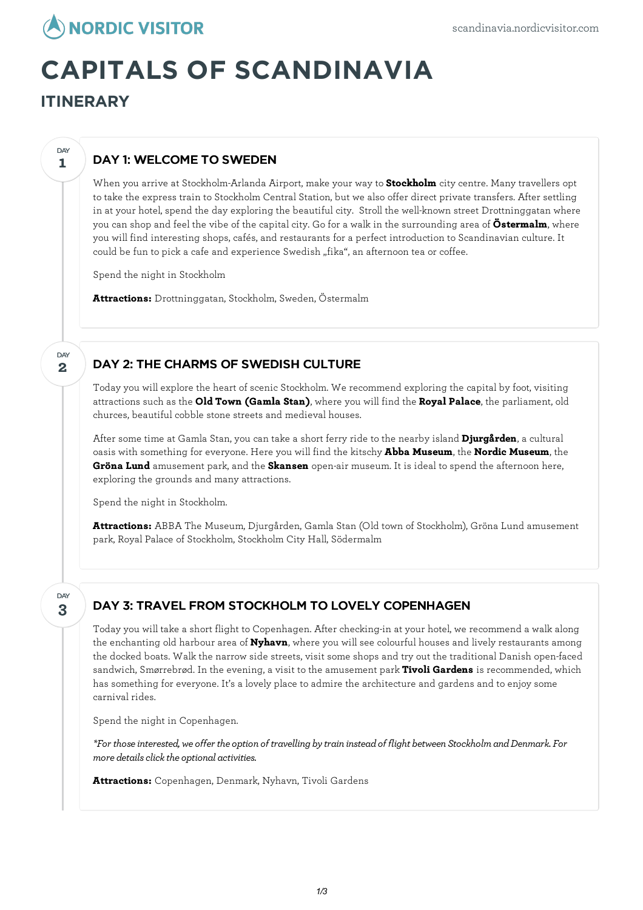# CAPITALS OF SCANDINAVIA

## ITINERARY

### DAY 1: WELCOME TO SWEDEN

When you arrive at Stockholm-Arlanda Airport, make your way to **Stockholm** city centre. Many travellers opt to take the express train to Stockholm Central Station, but we also offer direct private transfers. After settling in at your hotel, spend the day exploring the beautiful city. Stroll the well-known street Drottninggatan where you can shop and feel the vibe of the capital city. Go for a walk in the surrounding area of **Östermalm**, where you will find interesting shops, cafés, and restaurants for a perfect introduction to Scandinavian culture. It could be fun to pick a cafe and experience Swedish „fika", an afternoon tea or coffee.

Spend the night in Stockholm

**Attractions:** Drottninggatan, Stockholm, Sweden, Östermalm

### DAY 2: THE CHARMS OF SWEDISH CULTURE

Today you will explore the heart of scenic Stockholm. We recommend exploring the capital by foot, visiting attractions such as the **Old Town (Gamla Stan)**, where you will find the **Royal Palace**, the parliament, old churces, beautiful cobble stone streets and medieval houses.

After some time at Gamla Stan, you can take a short ferry ride to the nearby island **Djurgården**, a cultural oasis with something for everyone. Here you will find the kitschy **Abba Museum**, the **Nordic Museum**, the **Gröna Lund** amusement park, and the **Skansen** open-air museum. It is ideal to spend the afternoon here, exploring the grounds and many attractions.

Spend the night in Stockholm.

**Attractions:** ABBA The Museum, Djurgården, Gamla Stan (Old town of Stockholm), Gröna Lund amusement park, Royal Palace of Stockholm, Stockholm City Hall, Södermalm

### DAY 3: TRAVEL FROM STOCKHOLM TO LOVELY COPENHAGEN

Today you will take a short flight to Copenhagen. After checking-in at your hotel, we recommend a walk along the enchanting old harbour area of **Nyhavn**, where you will see colourful houses and lively restaurants among the docked boats. Walk the narrow side streets, visit some shops and try out the traditional Danish open-faced sandwich, Smørrebrød. In the evening, a visit to the amusement park **Tivoli Gardens** is recommended, which has something for everyone. It's a lovely place to admire the architecture and gardens and to enjoy some carnival rides.

Spend the night in Copenhagen.

*\*For those interested, we offer the option of travelling by train instead of flight between Stockholm and Denmark. For more details click the optional activities.*

**Attractions:** Copenhagen, Denmark, Nyhavn, Tivoli Gardens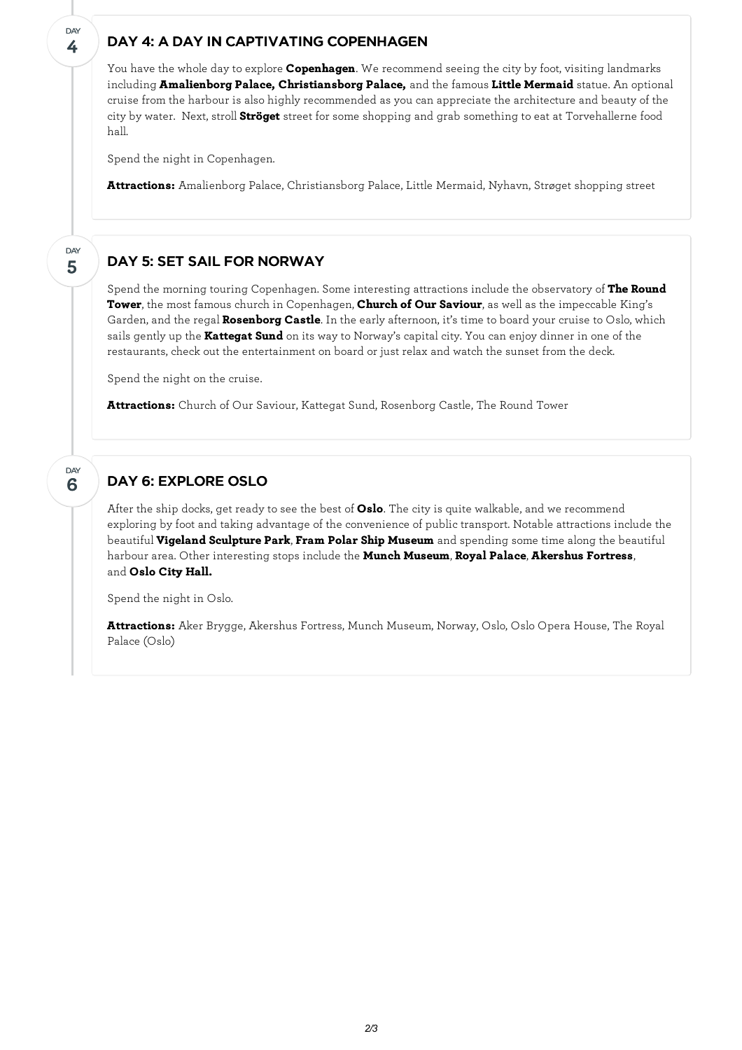DAY 4

## DAY 4: A DAY IN CAPTIVATING COPENHAGEN

You have the whole day to explore **Copenhagen**. We recommend seeing the city by foot, visiting landmarks including **Amalienborg Palace, Christiansborg Palace,** and the famous **Little Mermaid** statue. An optional cruise from the harbour is also highly recommended as you can appreciate the architecture and beauty of the city by water. Next, stroll **Ströget** street for some shopping and grab something to eat at Torvehallerne food hall.

Spend the night in Copenhagen.

**Attractions:** Amalienborg Palace, Christiansborg Palace, Little Mermaid, Nyhavn, Strøget shopping street

DAY 5

## DAY 5: SET SAIL FOR NORWAY

Spend the morning touring Copenhagen. Some interesting attractions include the observatory of **The Round Tower**, the most famous church in Copenhagen, **Church of Our Saviour**, as well as the impeccable King's Garden, and the regal **Rosenborg Castle**. In the early afternoon, it's time to board your cruise to Oslo, which sails gently up the **Kattegat Sund** on its way to Norway's capital city. You can enjoy dinner in one of the restaurants, check out the entertainment on board or just relax and watch the sunset from the deck.

Spend the night on the cruise.

**Attractions:** Church of Our Saviour, Kattegat Sund, Rosenborg Castle, The Round Tower

DAY 6

## DAY 6: EXPLORE OSLO

After the ship docks, get ready to see the best of **Oslo**. The city is quite walkable, and we recommend exploring by foot and taking advantage of the convenience of public transport. Notable attractions include the beautiful **Vigeland Sculpture Park**, **Fram Polar Ship Museum** and spending some time along the beautiful harbour area. Other interesting stops include the **Munch Museum**, **Royal Palace**, **Akershus Fortress**, and **Oslo City Hall.**

Spend the night in Oslo.

**Attractions:** Aker Brygge, Akershus Fortress, Munch Museum, Norway, Oslo, Oslo Opera House, The Royal Palace (Oslo)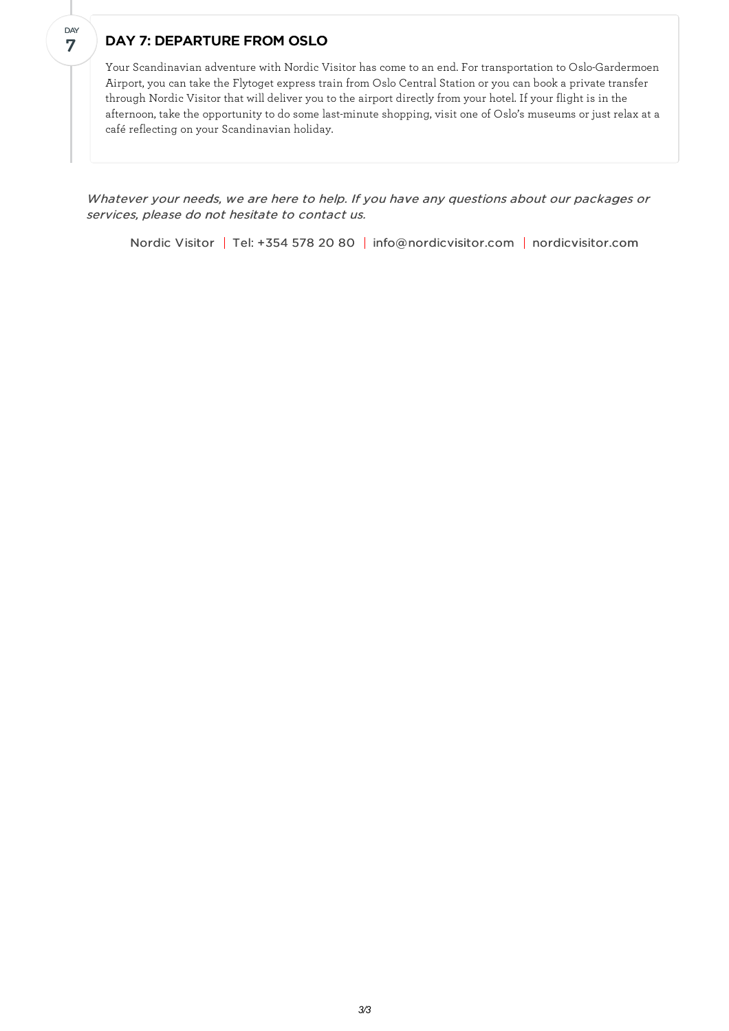DAY 7

## DAY 7: DEPARTURE FROM OSLO

Your Scandinavian adventure with Nordic Visitor has come to an end. For transportation to Oslo-Gardermoen Airport, you can take the Flytoget express train from Oslo Central Station or you can book a private transfer through Nordic Visitor that will deliver you to the airport directly from your hotel. If your flight is in the afternoon, take the opportunity to do some last-minute shopping, visit one of Oslo's museums or just relax at a café reflecting on your Scandinavian holiday.

*Whatever your needs, we are here to help. If you have any questions about our packages or services, please do not hesitate to contact us.*

Nordic Visitor | Tel: +354 578 20 80 | info@nordicvisitor.com | nordicvisitor.com